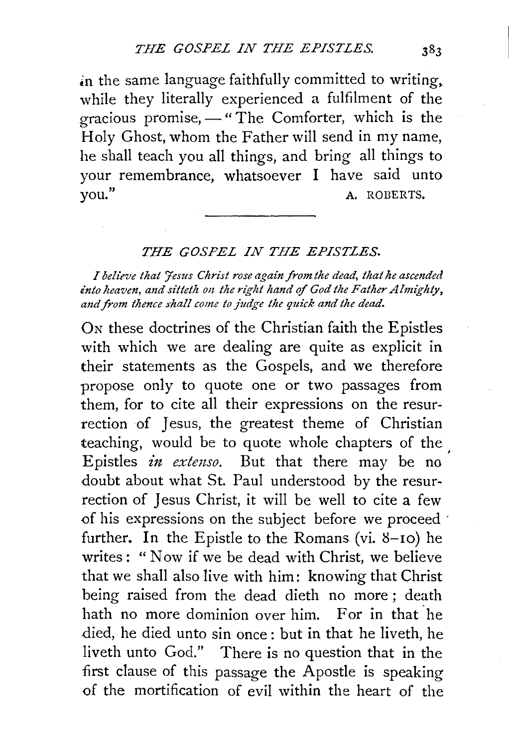in the same language faithfully committed to writing, while they literally experienced a fulfilment of the gracious promise, — "The Comforter, which is the Holy Ghost, whom the Father will send in my name, he shall teach you all things, and bring all things to your remembrance, whatsoever I have said unto you."

A. ROBERTS.

---

## *THE GOSPEL IN THE EPISTLES.*

*I believe that Jesus Christ rose again from the dead, that he ascended into heaven, and sitteth on the right hand of God the Father Almighty, and from thence shall come to judge the quick and the dead.*

ON these doctrines of the Christian faith the Epistles with which we are dealing are quite as explicit in their statements as the Gospels, and we therefore propose only to quote one or two passages from them, for to cite all their expressions on the resurrection of Jesus, the greatest theme of Christian teaching, would be to quote whole chapters of the Epistles *in extenso.* But that there may be no doubt about what St. Paul understood by the resurrection of Jesus Christ, it will be well to cite a few of his expressions on the subject before we proceed further. In the Epistle to the Romans (vi. 8–10) he writes: "Now if we be dead with Christ, we believe that we shall also live with him: knowing that Christ being raised from the dead dieth no more; death hath no more dominion over him. For in that he died, he died unto sin once: but in that he liveth, he liveth unto God." There is no question that in the first clause of this passage the Apostle is speaking of the mortification of evil within the heart of the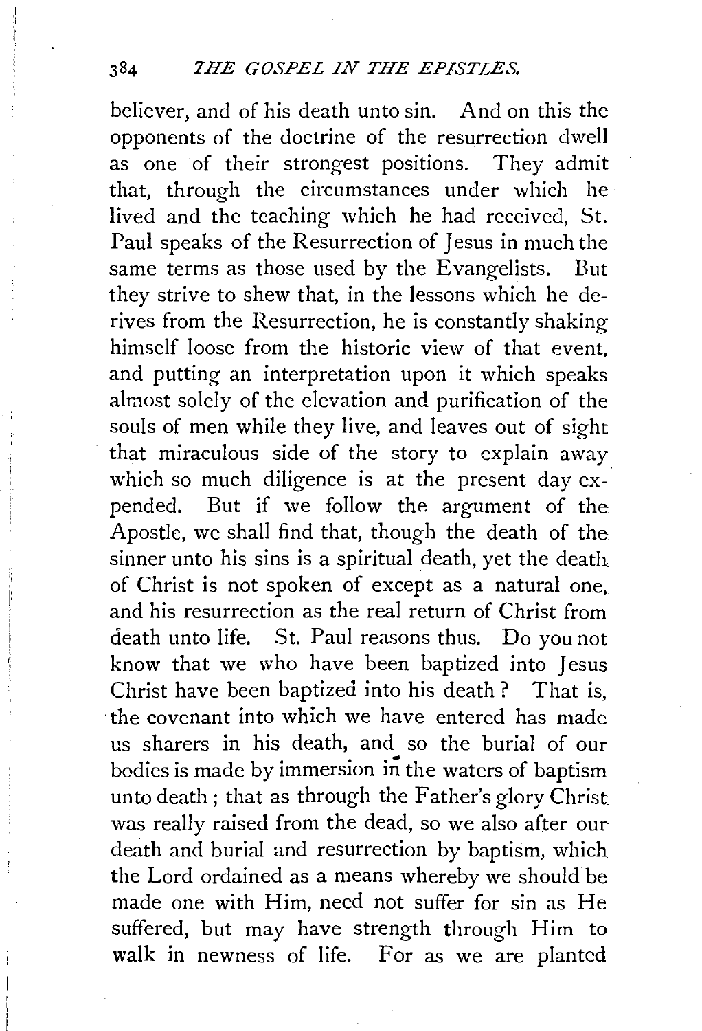believer, and of his death unto sin. And on this the opponents of the doctrine of the resurrection dwell as one of their strongest positions. They admit that, through the circumstances under which he lived and the teaching which he had received, St. Paul speaks of the Resurrection of Jesus in much the same terms as those used by the Evangelists. But they strive to shew that, in the lessons which he derives from the Resurrection, he is constantly shaking himself loose from the historic view of that event, and putting an interpretation upon it which speaks almost solely of the elevation and purification of the souls of men while they live, and leaves out of sight that miraculous side of the story to explain away which so much diligence is at the present day expended. But if we follow the argument of the Apostle, we shall find that, though the death of the sinner unto his sins is a spiritual death, yet the death of Christ is not spoken of except as a natural one, and his resurrection as the real return of Christ from death unto life. St. Paul reasons thus. Do you not know that we who have been baptized into Jesus Christ have been baptized into his death? That is, the covenant into which we have entered has made us sharers in his death, and so the burial of our bodies is made by immersion in the waters of baptism unto death; that as through the Father's glory Christ was really raised from the dead, so we also after our death and burial and resurrection by baptism, which the Lord ordained as a means whereby we should be made one with Him, need not suffer for sin as He suffered, but may have strength through Him to walk in newness of life. For as we are planted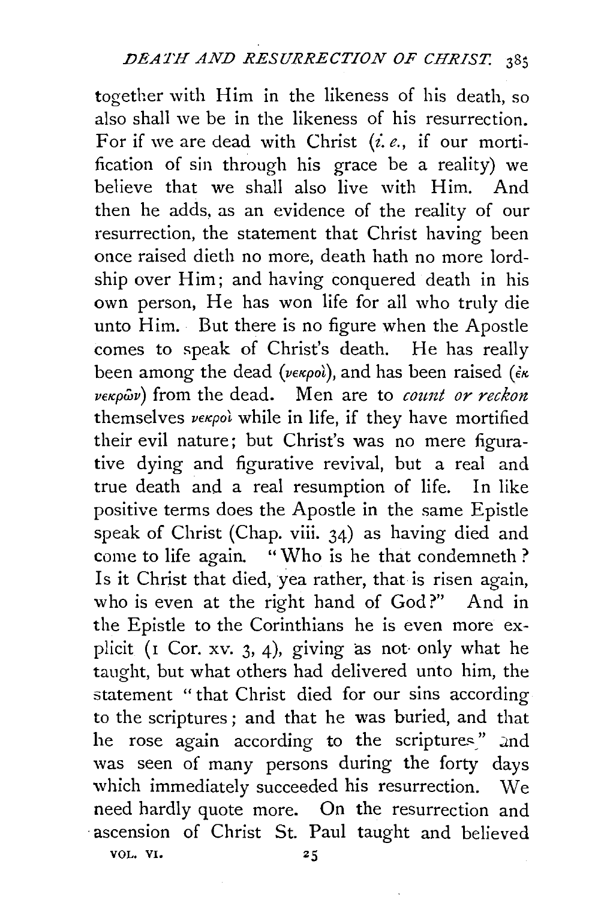together with Him in the likeness of his death, so also shall we be in the likeness of his resurrection. For if we are dead with Christ (*i. e.*, if our mortification of sin through his grace be a reality) we believe that we shall also live with Him. And then he adds, as an evidence of the reality of our resurrection, the statement that Christ having been once raised dieth no more, death hath no more lordship over Him; and having conquered death in his own person, He has won life for all who truly die unto Him. But there is no figure when the Apostle comes to speak of Christ's death. He has really been among the dead (νεκροὶ), and has been raised (ἐκ νεκρῶν) from the dead. Men are to *count or reckon* themselves νεκροὶ while in life, if they have mortified their evil nature; but Christ's was no mere figurative dying and figurative revival, but a real and true death and a real resumption of life. In like positive terms does the Apostle in the same Epistle speak of Christ (Chap. viii. 34) as having died and come to life again. "Who is he that condemneth? Is it Christ that died, yea rather, that is risen again, who is even at the right hand of God?" And in the Epistle to the Corinthians he is even more explicit (1 Cor. xv. 3, 4), giving as not only what he taught, but what others had delivered unto him, the statement "that Christ died for our sins according to the scriptures; and that he was buried, and that he rose again according to the scriptures" and was seen of many persons during the forty days which immediately succeeded his resurrection. We need hardly quote more. On the resurrection and ascension of Christ St. Paul taught and believed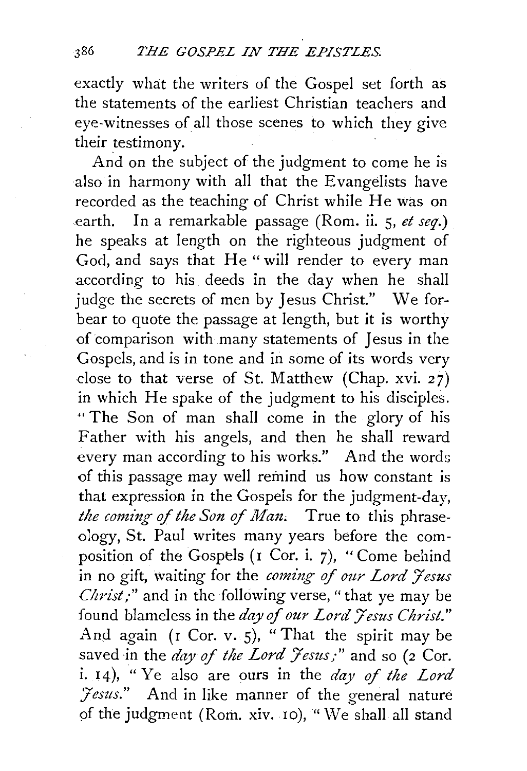exactly what the writers of the Gospel set forth as the statements of the earliest Christian teachers and eye-witnesses of all those scenes to which they give their testimony.

And on the subject of the judgment to come he is also in harmony with all that the Evangelists have recorded as the teaching of Christ while He was on earth. In a remarkable passage (Rom. ii. 5, *et seq.*) he speaks at length on the righteous judgment of God, and says that He "will render to every man according to his deeds in the day when he shall judge the secrets of men by Jesus Christ." We forbear to quote the passage at length, but it is worthy of comparison with many statements of Jesus in the Gospels, and is in tone and in some of its words very close to that verse of St. Matthew (Chap. xvi. 27) in which He spake of the judgment to his disciples. "The Son of man shall come in the glory of his Father with his angels, and then he shall reward every man according to his works." And the words of this passage may well remind us how constant is that expression in the Gospels for the judgment-day, *the coming of the Son of Man.* True to this phraseology, St. Paul writes many years before the composition of the Gospels (1 Cor. i. 7), "Come behind in no gift, waiting for the *coming of our Lord Jesus Christ;*" and in the following verse, "that ye may be found blameless in the *day of our Lord Jesus Christ.*" And again (1 Cor. v. 5), "That the spirit may be saved in the *day of the Lord Jesus;*" and so (2 Cor. i. 14), "Ye also are ours in the *day of the Lord Jesus.*" And in like manner of the general nature of the judgment (Rom. xiv. 10), "We shall all stand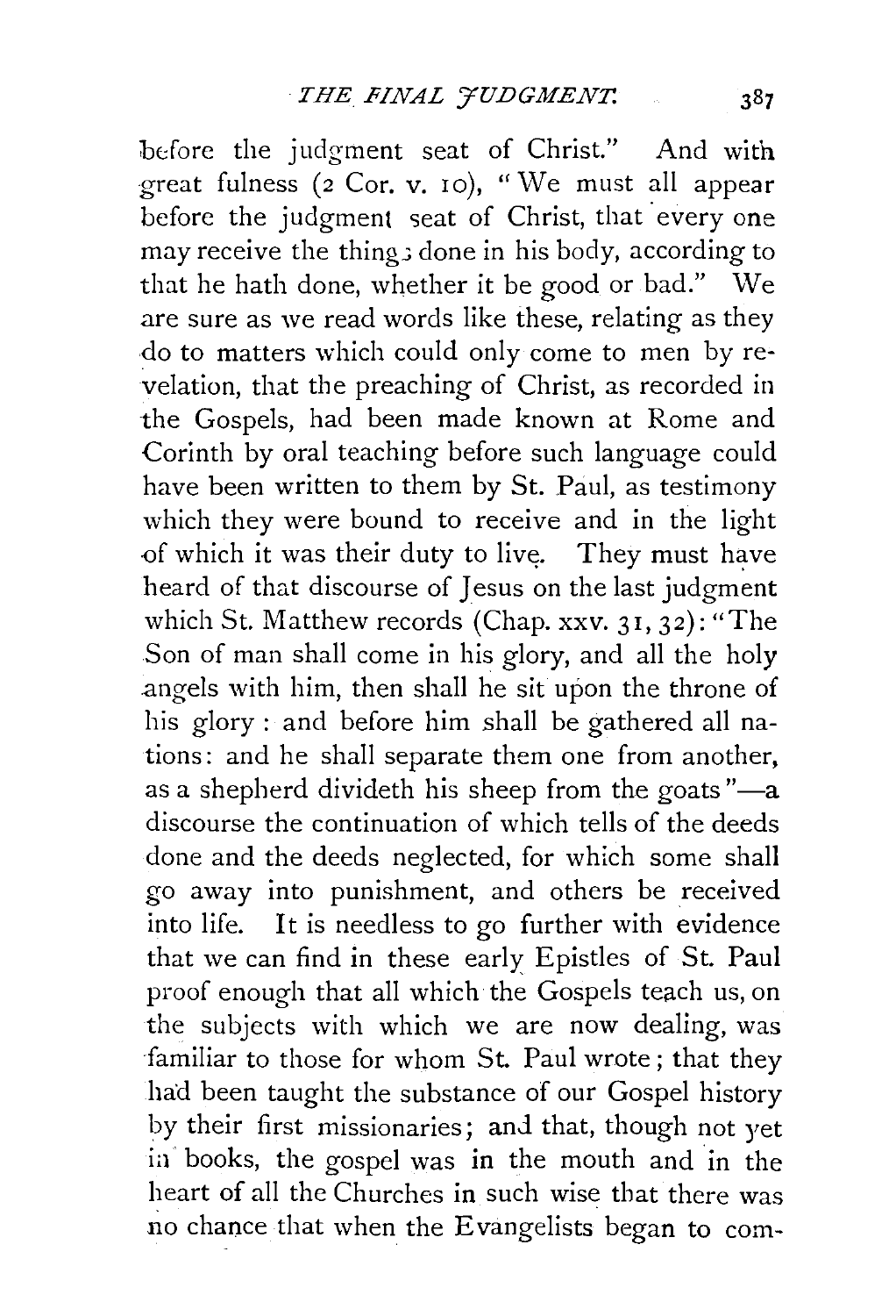before the judgment seat of Christ." And with great fulness (2 Cor. v. 10), "We must all appear before the judgment seat of Christ, that every one may receive the things done in his body, according to that he hath done, whether it be good or bad." We are sure as we read words like these, relating as they do to matters which could only come to men by revelation, that the preaching of Christ, as recorded in the Gospels, had been made known at Rome and Corinth by oral teaching before such language could have been written to them by St. Paul, as testimony which they were bound to receive and in the light of which it was their duty to live. They must have heard of that discourse of Jesus on the last judgment which St. Matthew records (Chap. xxv. 31, 32): "The Son of man shall come in his glory, and all the holy angels with him, then shall he sit upon the throne of his glory: and before him shall be gathered all nations: and he shall separate them one from another, as a shepherd divideth his sheep from the goats"—a discourse the continuation of which tells of the deeds done and the deeds neglected, for which some shall go away into punishment, and others be received into life. It is needless to go further with evidence that we can find in these early Epistles of St. Paul proof enough that all which the Gospels teach us, on the subjects with which we are now dealing, was familiar to those for whom St. Paul wrote; that they had been taught the substance of our Gospel history by their first missionaries; and that, though not yet in books, the gospel was in the mouth and in the heart of all the Churches in such wise that there was no chance that when the Evangelists began to com-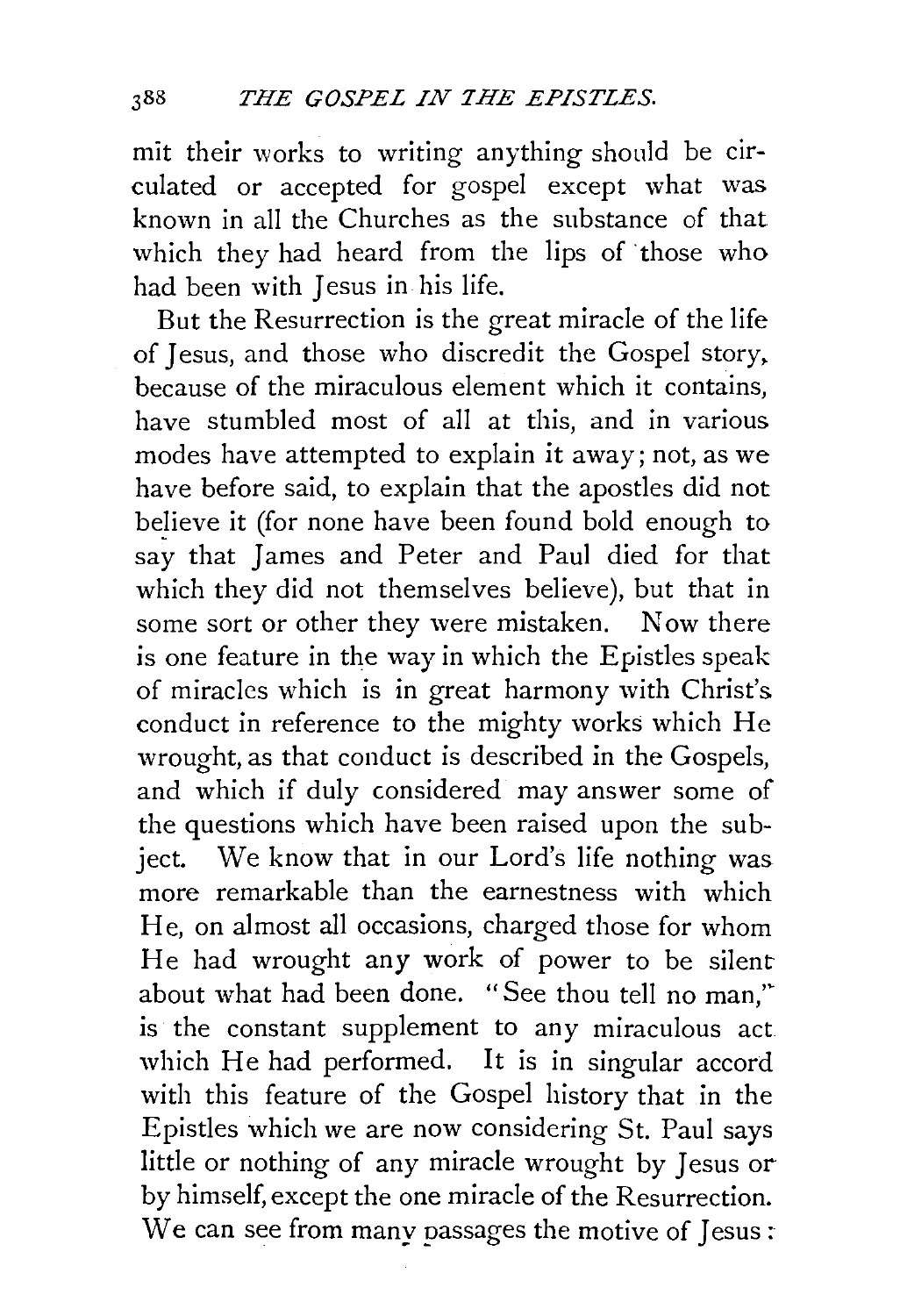mit their works to writing anything should be circulated or accepted for gospel except what was known in all the Churches as the substance of that which they had heard from the lips of those who had been with Jesus in his life.

But the Resurrection is the great miracle of the life of Jesus, and those who discredit the Gospel story, because of the miraculous element which it contains, have stumbled most of all at this, and in various modes have attempted to explain it away; not, as we have before said, to explain that the apostles did not believe it (for none have been found bold enough to say that James and Peter and Paul died for that which they did not themselves believe), but that in some sort or other they were mistaken. Now there is one feature in the way in which the Epistles speak of miracles which is in great harmony with Christ's conduct in reference to the mighty works which He wrought, as that conduct is described in the Gospels, and which if duly considered may answer some of the questions which have been raised upon the subject. We know that in our Lord's life nothing was more remarkable than the earnestness with which He, on almost all occasions, charged those for whom He had wrought any work of power to be silent about what had been done. "See thou tell no man," is the constant supplement to any miraculous act which He had performed. It is in singular accord with this feature of the Gospel history that in the Epistles which we are now considering St. Paul says little or nothing of any miracle wrought by Jesus or by himself, except the one miracle of the Resurrection. We can see from many passages the motive of Jesus: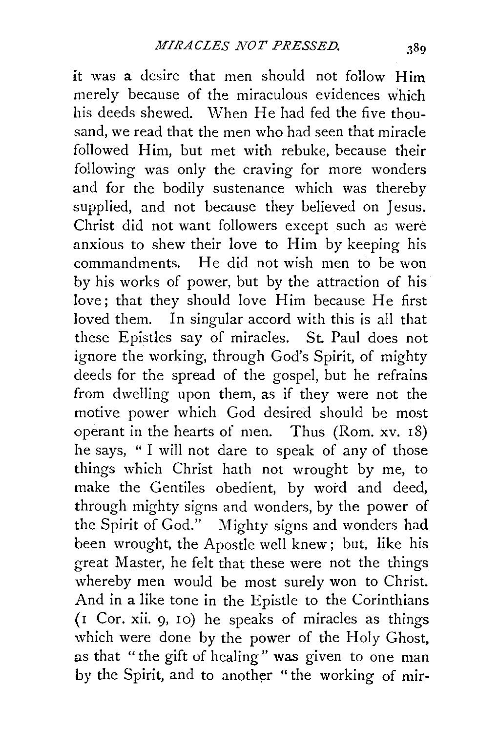it was a desire that men should not follow Him merely because of the miraculous evidences which his deeds shewed. When He had fed the five thousand, we read that the men who had seen that miracle followed Him, but met with rebuke, because their following was only the craving for more wonders and for the bodily sustenance which was thereby supplied, and not because they believed on Jesus. Christ did not want followers except such as were anxious to shew their love to Him by keeping his commandments. He did not wish men to be won by his works of power, but by the attraction of his love; that they should love Him because He first loved them. In singular accord with this is all that these Epistles say of miracles. St. Paul does not ignore the working, through God's Spirit, of mighty deeds for the spread of the gospel, but he refrains from dwelling upon them, as if they were not the motive power which God desired should be most operant in the hearts of men. Thus (Rom. xv. 18) he says, "I will not dare to speak of any of those things which Christ hath not wrought by me, to make the Gentiles obedient, by word and deed, through mighty signs and wonders, by the power of the Spirit of God." Mighty signs and wonders had been wrought, the Apostle well knew; but, like his great Master, he felt that these were not the things whereby men would be most surely won to Christ. And in a like tone in the Epistle to the Corinthians (1 Cor. xii. 9, 10) he speaks of miracles as things which were done by the power of the Holy Ghost, as that "the gift of healing" was given to one man by the Spirit, and to another "the working of mir-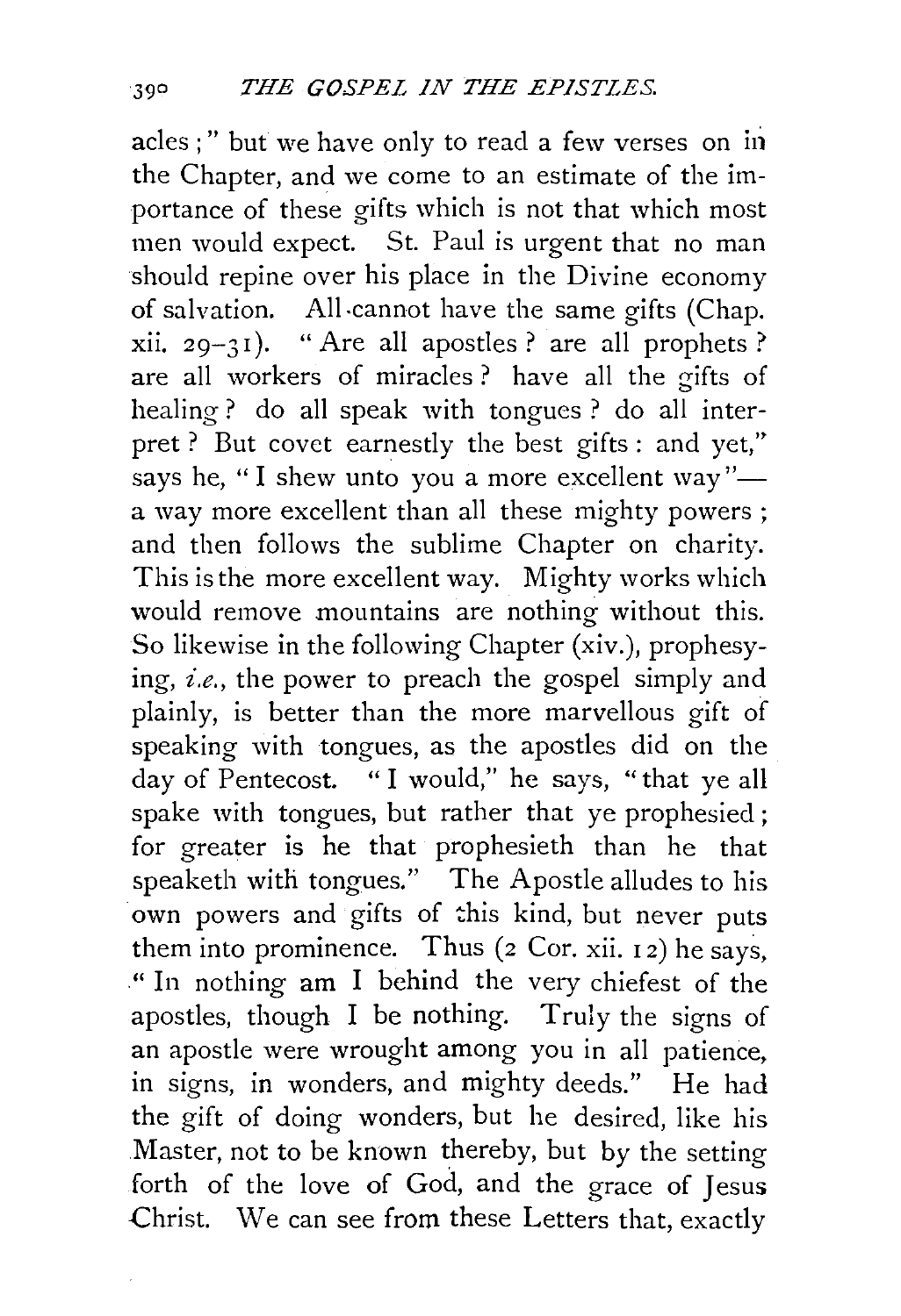acles;" but we have only to read a few verses on in the Chapter, and we come to an estimate of the importance of these gifts which is not that which most men would expect. St. Paul is urgent that no man should repine over his place in the Divine economy of salvation. All cannot have the same gifts (Chap. xii. 29–31). "Are all apostles? are all prophets? are all workers of miracles? have all the gifts of healing? do all speak with tongues? do all interpret? But covet earnestly the best gifts: and yet," says he, "I shew unto you a more excellent way"—a way more excellent than all these mighty powers; and then follows the sublime Chapter on charity. This is the more excellent way. Mighty works which would remove mountains are nothing without this. So likewise in the following Chapter (xiv.), prophesying, *i.e.*, the power to preach the gospel simply and plainly, is better than the more marvellous gift of speaking with tongues, as the apostles did on the day of Pentecost. "I would," he says, "that ye all spake with tongues, but rather that ye prophesied; for greater is he that prophesieth than he that speaketh with tongues." The Apostle alludes to his own powers and gifts of this kind, but never puts them into prominence. Thus (2 Cor. xii. 12) he says, "In nothing am I behind the very chiefest of the apostles, though I be nothing. Truly the signs of an apostle were wrought among you in all patience, in signs, in wonders, and mighty deeds." He had the gift of doing wonders, but he desired, like his Master, not to be known thereby, but by the setting forth of the love of God, and the grace of Jesus Christ. We can see from these Letters that, exactly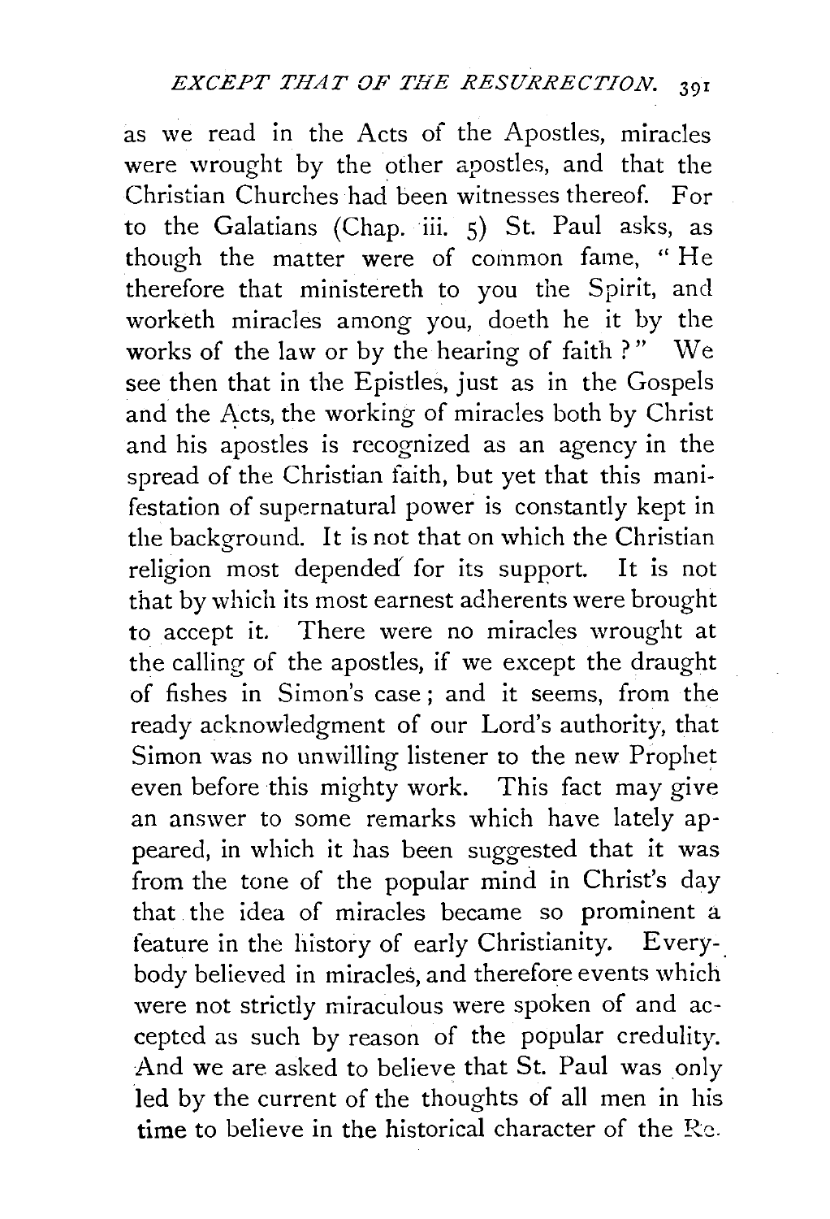as we read in the Acts of the Apostles, miracles were wrought by the other apostles, and that the Christian Churches had been witnesses thereof. For to the Galatians (Chap. iii. 5) St. Paul asks, as though the matter were of common fame, "He therefore that ministereth to you the Spirit, and worketh miracles among you, doeth he it by the works of the law or by the hearing of faith?" We see then that in the Epistles, just as in the Gospels and the Acts, the working of miracles both by Christ and his apostles is recognized as an agency in the spread of the Christian faith, but yet that this manifestation of supernatural power is constantly kept in the background. It is not that on which the Christian religion most depended for its support. It is not that by which its most earnest adherents were brought to accept it. There were no miracles wrought at the calling of the apostles, if we except the draught of fishes in Simon's case; and it seems, from the ready acknowledgment of our Lord's authority, that Simon was no unwilling listener to the new Prophet even before this mighty work. This fact may give an answer to some remarks which have lately appeared, in which it has been suggested that it was from the tone of the popular mind in Christ's day that the idea of miracles became so prominent a feature in the history of early Christianity. Everybody believed in miracles, and therefore events which were not strictly miraculous were spoken of and accepted as such by reason of the popular credulity. And we are asked to believe that St. Paul was only led by the current of the thoughts of all men in his time to believe in the historical character of the Re-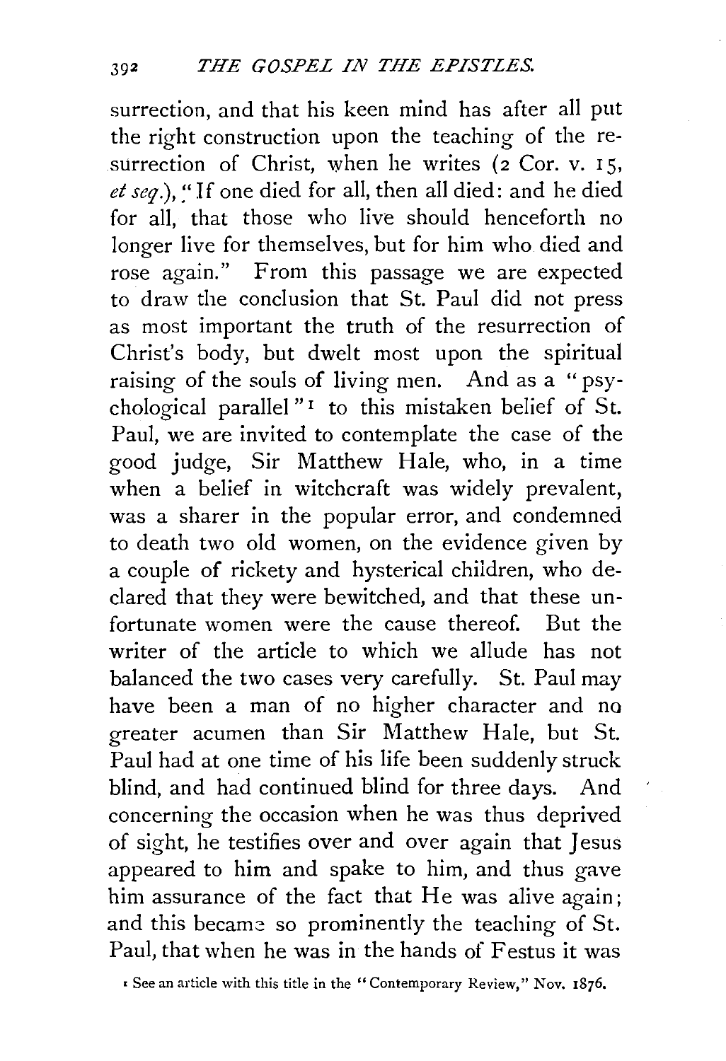surrection, and that his keen mind has after all put the right construction upon the teaching of the resurrection of Christ, when he writes (2 Cor. v. 15, *et seq.*), "If one died for all, then all died: and he died for all, that those who live should henceforth no longer live for themselves, but for him who died and rose again." From this passage we are expected to draw the conclusion that St. Paul did not press as most important the truth of the resurrection of Christ's body, but dwelt most upon the spiritual raising of the souls of living men. And as a "psychological parallel"[1] to this mistaken belief of St. Paul, we are invited to contemplate the case of the good judge, Sir Matthew Hale, who, in a time when a belief in witchcraft was widely prevalent, was a sharer in the popular error, and condemned to death two old women, on the evidence given by a couple of rickety and hysterical children, who declared that they were bewitched, and that these unfortunate women were the cause thereof. But the writer of the article to which we allude has not balanced the two cases very carefully. St. Paul may have been a man of no higher character and no greater acumen than Sir Matthew Hale, but St. Paul had at one time of his life been suddenly struck blind, and had continued blind for three days. And concerning the occasion when he was thus deprived of sight, he testifies over and over again that Jesus appeared to him and spake to him, and thus gave him assurance of the fact that He was alive again; and this became so prominently the teaching of St. Paul, that when he was in the hands of Festus it was

[1] See an article with this title in the "Contemporary Review," Nov. 1876.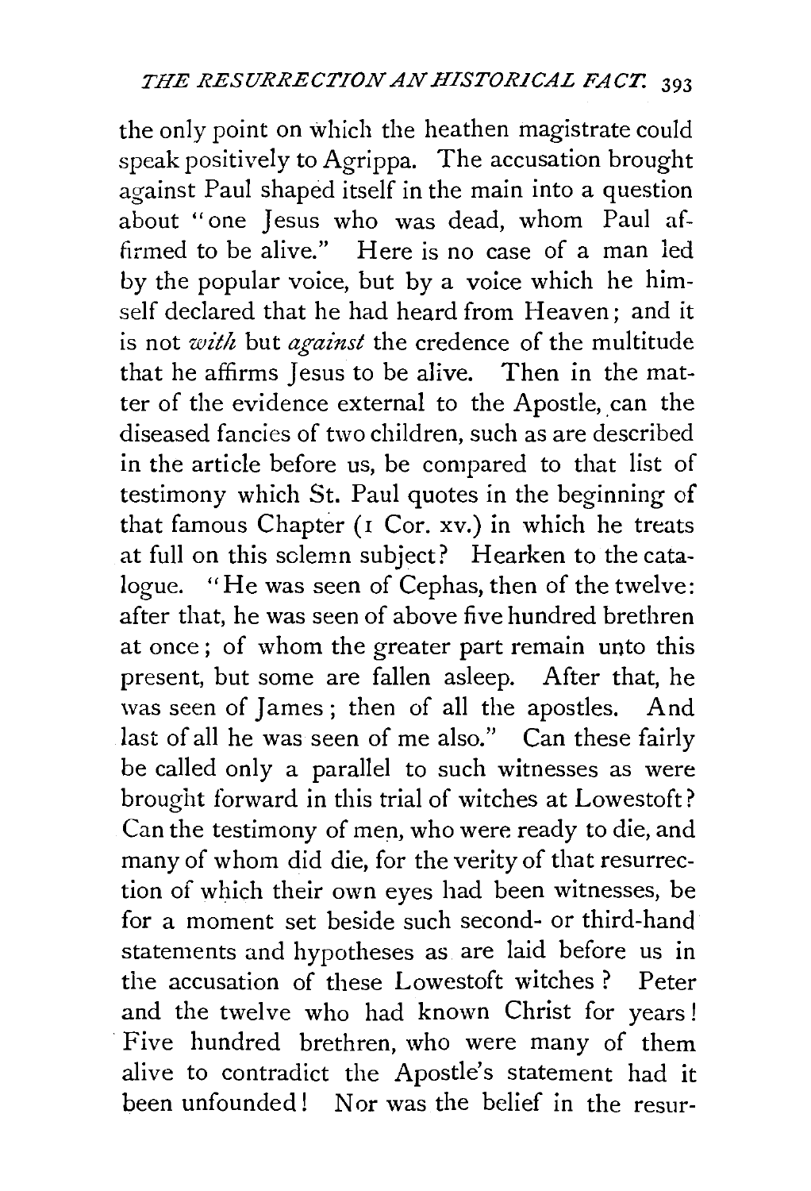the only point on which the heathen magistrate could speak positively to Agrippa. The accusation brought against Paul shaped itself in the main into a question about "one Jesus who was dead, whom Paul affirmed to be alive." Here is no case of a man led by the popular voice, but by a voice which he himself declared that he had heard from Heaven; and it is not *with* but *against* the credence of the multitude that he affirms Jesus to be alive. Then in the matter of the evidence external to the Apostle, can the diseased fancies of two children, such as are described in the article before us, be compared to that list of testimony which St. Paul quotes in the beginning of that famous Chapter (1 Cor. xv.) in which he treats at full on this solemn subject? Hearken to the catalogue. "He was seen of Cephas, then of the twelve: after that, he was seen of above five hundred brethren at once; of whom the greater part remain unto this present, but some are fallen asleep. After that, he was seen of James; then of all the apostles. And last of all he was seen of me also." Can these fairly be called only a parallel to such witnesses as were brought forward in this trial of witches at Lowestoft? Can the testimony of men, who were ready to die, and many of whom did die, for the verity of that resurrection of which their own eyes had been witnesses, be for a moment set beside such second- or third-hand statements and hypotheses as are laid before us in the accusation of these Lowestoft witches? Peter and the twelve who had known Christ for years! Five hundred brethren, who were many of them alive to contradict the Apostle's statement had it been unfounded! Nor was the belief in the resur-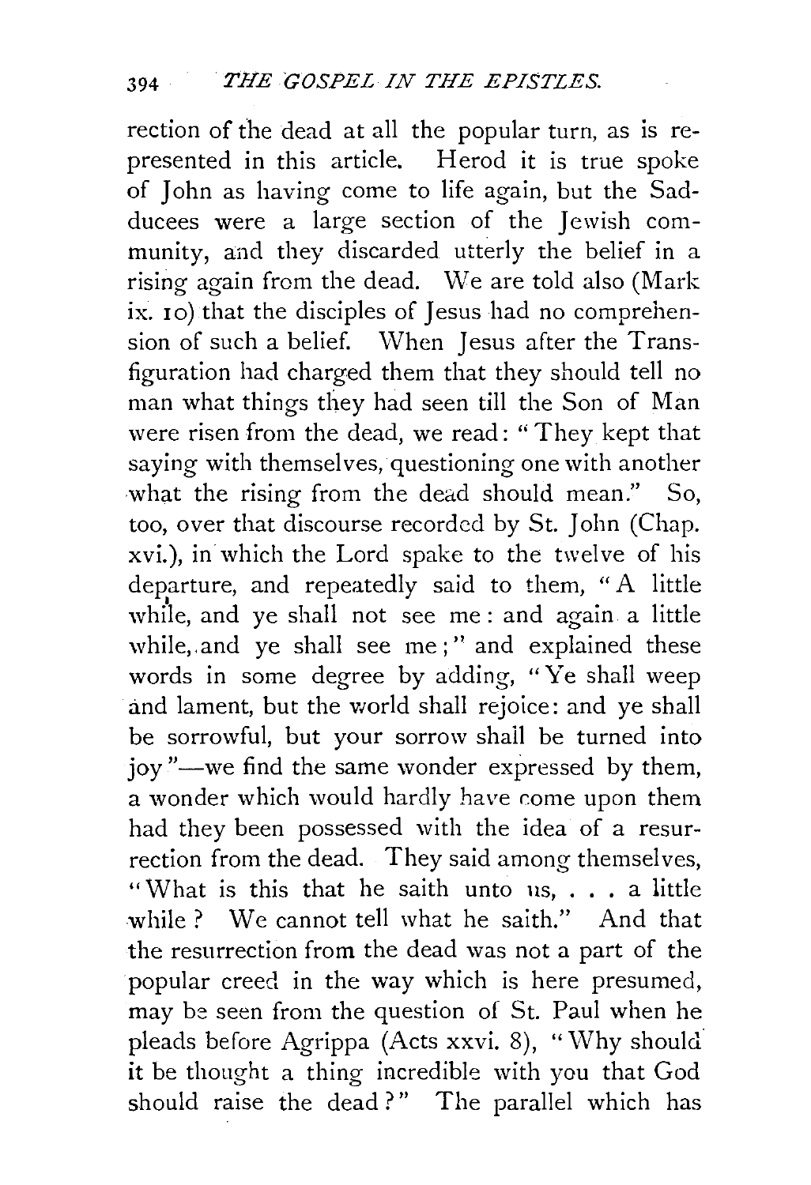rection of the dead at all the popular turn, as is represented in this article. Herod it is true spoke of John as having come to life again, but the Sadducees were a large section of the Jewish community, and they discarded utterly the belief in a rising again from the dead. We are told also (Mark ix. 10) that the disciples of Jesus had no comprehension of such a belief. When Jesus after the Transfiguration had charged them that they should tell no man what things they had seen till the Son of Man were risen from the dead, we read: "They kept that saying with themselves, questioning one with another what the rising from the dead should mean." So, too, over that discourse recorded by St. John (Chap. xvi.), in which the Lord spake to the twelve of his departure, and repeatedly said to them, "A little while, and ye shall not see me: and again a little while, and ye shall see me;" and explained these words in some degree by adding, "Ye shall weep and lament, but the world shall rejoice: and ye shall be sorrowful, but your sorrow shall be turned into joy"—we find the same wonder expressed by them, a wonder which would hardly have come upon them had they been possessed with the idea of a resurrection from the dead. They said among themselves, "What is this that he saith unto us, . . . a little while? We cannot tell what he saith." And that the resurrection from the dead was not a part of the popular creed in the way which is here presumed, may be seen from the question of St. Paul when he pleads before Agrippa (Acts xxvi. 8), "Why should it be thought a thing incredible with you that God should raise the dead?" The parallel which has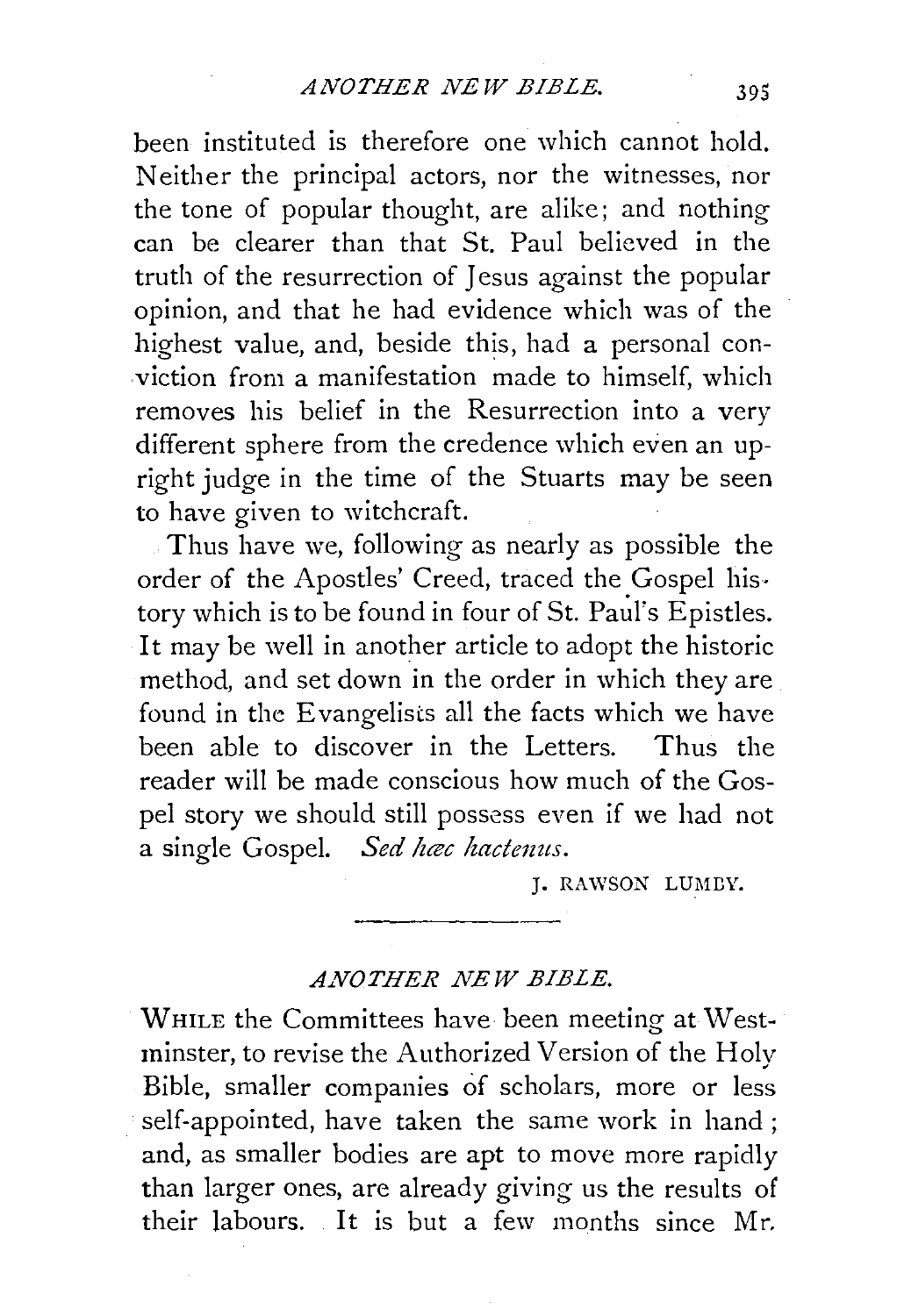been instituted is therefore one which cannot hold. Neither the principal actors, nor the witnesses, nor the tone of popular thought, are alike; and nothing can be clearer than that St. Paul believed in the truth of the resurrection of Jesus against the popular opinion, and that he had evidence which was of the highest value, and, beside this, had a personal conviction from a manifestation made to himself, which removes his belief in the Resurrection into a very different sphere from the credence which even an upright judge in the time of the Stuarts may be seen to have given to witchcraft.

Thus have we, following as nearly as possible the order of the Apostles' Creed, traced the Gospel history which is to be found in four of St. Paul's Epistles. It may be well in another article to adopt the historic method, and set down in the order in which they are found in the Evangelists all the facts which we have been able to discover in the Letters. Thus the reader will be made conscious how much of the Gospel story we should still possess even if we had not a single Gospel. *Sed hæc hactenus.*

J. RAWSON LUMBY.

---

## *ANOTHER NEW BIBLE.*

WHILE the Committees have been meeting at Westminster, to revise the Authorized Version of the Holy Bible, smaller companies of scholars, more or less self-appointed, have taken the same work in hand; and, as smaller bodies are apt to move more rapidly than larger ones, are already giving us the results of their labours. It is but a few months since Mr.